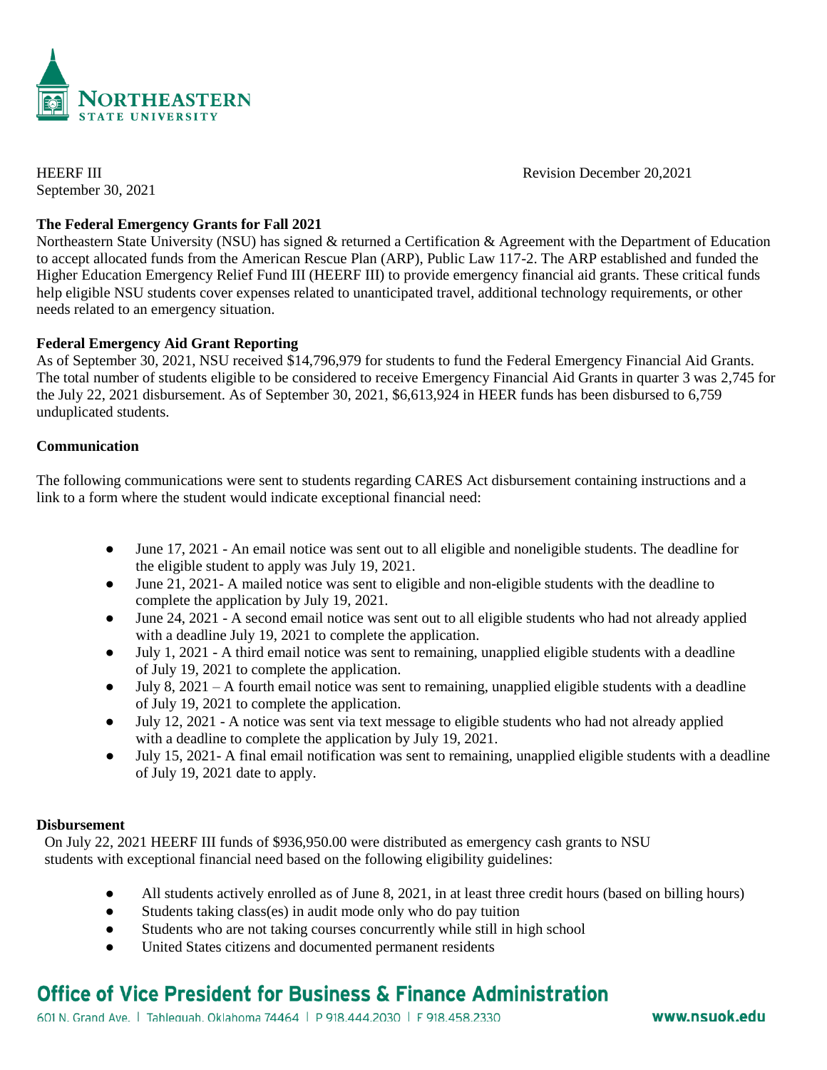NORTHEASTERN STATE UNIVERSITY

HEERF III

September 30, 2021

Revision December 20,2021

**The Federal Emergency Grants for Fall 2021**

Northeastern State University (NSU) has signed & returned a Certification & Agreement with the Department of Education to accept allocated funds from the American Rescue Plan (ARP), Public Law 117-2. The ARP established and funded the Higher Education Emergency Relief Fund III (HEERF III) to provide emergency financial aid grants. These critical funds help eligible NSU students cover expenses related to unanticipated travel, additional technology requirements, or other needs related to an emergency situation.

**Federal Emergency Aid Grant Reporting**

As of September 30, 2021, NSU received $14,796,979 for students to fund the Federal Emergency Financial Aid Grants. The total number of students eligible to be considered to receive Emergency Financial Aid Grants in quarter 3 was 2,745 for the July 22, 2021 disbursement. As of September 30, 2021, $6,613,924 in HEER funds has been disbursed to 6,759 unduplicated students.

**Communication**

The following communications were sent to students regarding CARES Act disbursement containing instructions and a link to a form where the student would indicate exceptional financial need:

- June 17, 2021 - An email notice was sent out to all eligible and noneligible students. The deadline for the eligible student to apply was July 19, 2021.
- June 21, 2021- A mailed notice was sent to eligible and non-eligible students with the deadline to complete the application by July 19, 2021.
- June 24, 2021 - A second email notice was sent out to all eligible students who had not already applied with a deadline July 19, 2021 to complete the application.
- July 1, 2021 - A third email notice was sent to remaining, unapplied eligible students with a deadline of July 19, 2021 to complete the application.
- July 8, 2021 – A fourth email notice was sent to remaining, unapplied eligible students with a deadline of July 19, 2021 to complete the application.
- July 12, 2021 - A notice was sent via text message to eligible students who had not already applied with a deadline to complete the application by July 19, 2021.
- July 15, 2021- A final email notification was sent to remaining, unapplied eligible students with a deadline of July 19, 2021 date to apply.

**Disbursement**

On July 22, 2021 HEERF III funds of $936,950.00 were distributed as emergency cash grants to NSU students with exceptional financial need based on the following eligibility guidelines:

- All students actively enrolled as of June 8, 2021, in at least three credit hours (based on billing hours)
- Students taking class(es) in audit mode only who do pay tuition
- Students who are not taking courses concurrently while still in high school
- United States citizens and documented permanent residents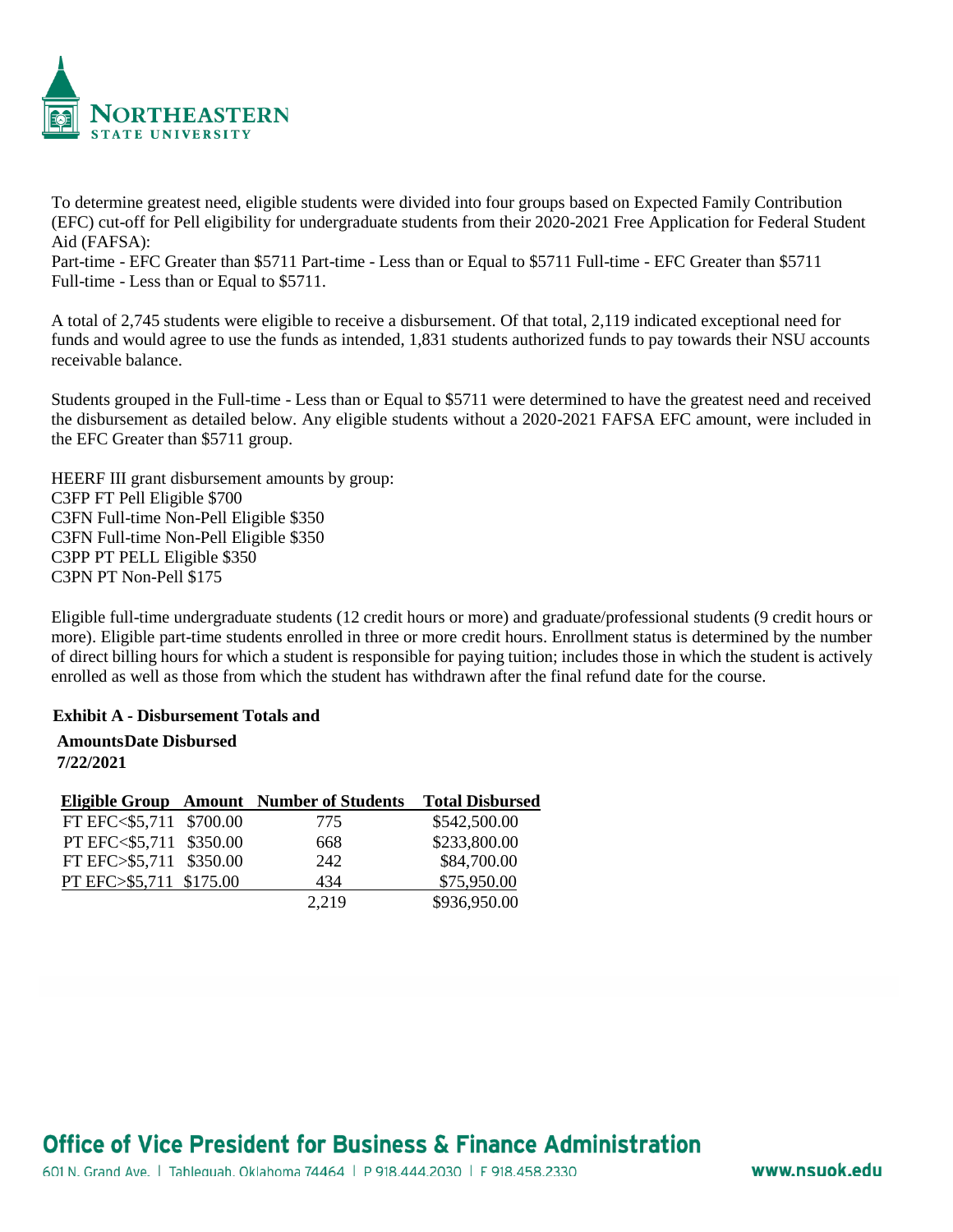To determine greatest need, eligible students were divided into four groups based on Expected Family Contribution (EFC) cut-off for Pell eligibility for undergraduate students from their 2020-2021 Free Application for Federal Student Aid (FAFSA):

Part-time - EFC Greater than $5711 Part-time - Less than or Equal to $5711 Full-time - EFC Greater than $5711 Full-time - Less than or Equal to $5711.

A total of 2,745 students were eligible to receive a disbursement. Of that total, 2,119 indicated exceptional need for funds and would agree to use the funds as intended, 1,831 students authorized funds to pay towards their NSU accounts receivable balance.

Students grouped in the Full-time - Less than or Equal to $5711 were determined to have the greatest need and received the disbursement as detailed below. Any eligible students without a 2020-2021 FAFSA EFC amount, were included in the EFC Greater than $5711 group.

HEERF III grant disbursement amounts by group:
C3FP FT Pell Eligible $700
C3FN Full-time Non-Pell Eligible $350
C3FN Full-time Non-Pell Eligible $350
C3PP PT PELL Eligible $350
C3PN PT Non-Pell $175

Eligible full-time undergraduate students (12 credit hours or more) and graduate/professional students (9 credit hours or more). Eligible part-time students enrolled in three or more credit hours. Enrollment status is determined by the number of direct billing hours for which a student is responsible for paying tuition; includes those in which the student is actively enrolled as well as those from which the student has withdrawn after the final refund date for the course.

**Exhibit A - Disbursement Totals and AmountsDate Disbursed 7/22/2021**

| Eligible Group | Amount | Number of Students | Total Disbursed |
|---|---|---|---|
| FT EFC<$5,711 | $700.00 | 775 | $542,500.00 |
| PT EFC<$5,711 | $350.00 | 668 | $233,800.00 |
| FT EFC>$5,711 | $350.00 | 242 | $84,700.00 |
| PT EFC>$5,711 | $175.00 | 434 | $75,950.00 |
| | | 2,219 | $936,950.00 |